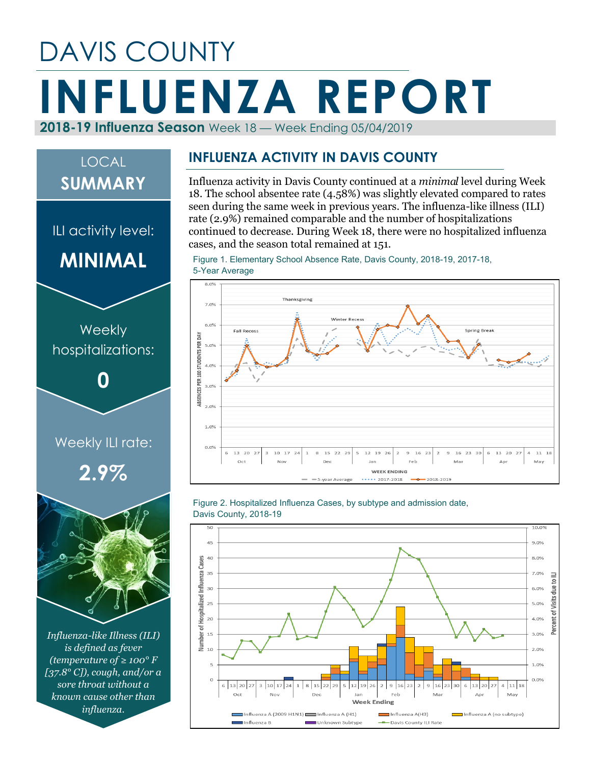# DAVIS COUNTY

# INFLUENZA REPORT

**2018-19 Influenza Season** Week 18 — Week Ending 05/04/2019

## LOCAL SUMMARY

ILI activity level:

**MINIMAL**

Weekly hospitalizations:

**0**

Weekly ILI rate:

**2.9%**

*Influenza-like Illness (ILI) is defined as fever (temperature of ≥ 100° F [37.8° C]), cough, and/or a sore throat without a known cause other than influenza.*

## INFLUENZA ACTIVITY IN DAVIS COUNTY

Influenza activity in Davis County continued at a *minimal* level during Week 18. The school absentee rate (4.58%) was slightly elevated compared to rates seen during the same week in previous years. The influenza-like illness (ILI) rate (2.9%) remained comparable and the number of hospitalizations continued to decrease. During Week 18, there were no hospitalized influenza cases, and the season total remained at 151.

Figure 1. Elementary School Absence Rate, Davis County, 2018-19, 2017-18, 5-Year Average

Figure 2. Hospitalized Influenza Cases, by subtype and admission date, Davis County, 2018-19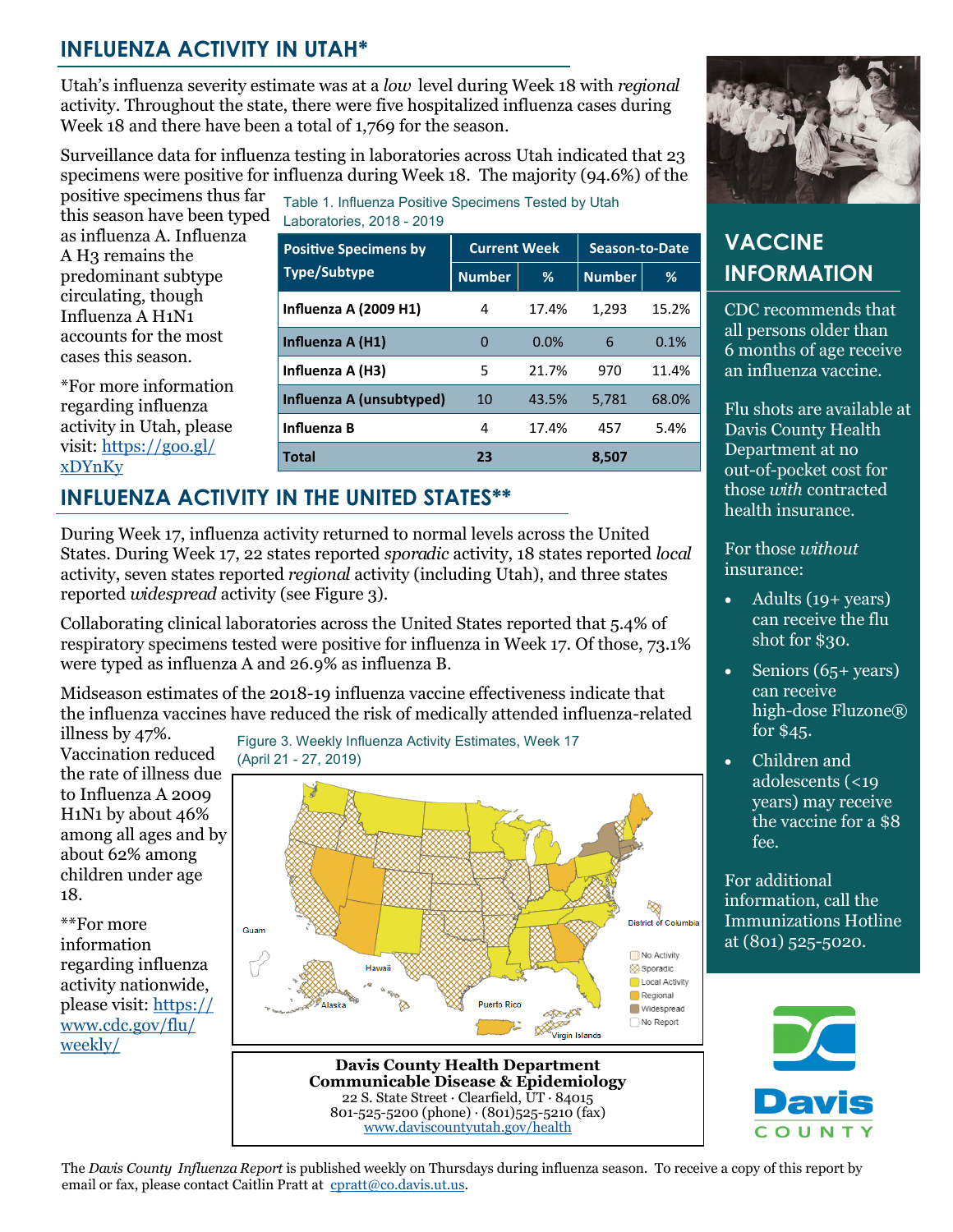## INFLUENZA ACTIVITY IN UTAH*

Utah's influenza severity estimate was at a *low* level during Week 18 with *regional* activity. Throughout the state, there were five hospitalized influenza cases during Week 18 and there have been a total of 1,769 for the season.

Surveillance data for influenza testing in laboratories across Utah indicated that 23 specimens were positive for influenza during Week 18. The majority (94.6%) of the positive specimens thus far this season have been typed as influenza A. Influenza A H3 remains the predominant subtype circulating, though Influenza A H1N1 accounts for the most cases this season.

*For more information regarding influenza activity in Utah, please visit: https://goo.gl/xDYnKy

Table 1. Influenza Positive Specimens Tested by Utah Laboratories, 2018 - 2019

| Positive Specimens by Type/Subtype | Current Week | | Season-to-Date | |
|---|---|---|---|---|
| | Number | % | Number | % |
| Influenza A (2009 H1) | 4 | 17.4% | 1,293 | 15.2% |
| Influenza A (H1) | 0 | 0.0% | 6 | 0.1% |
| Influenza A (H3) | 5 | 21.7% | 970 | 11.4% |
| Influenza A (unsubtyped) | 10 | 43.5% | 5,781 | 68.0% |
| Influenza B | 4 | 17.4% | 457 | 5.4% |
| **Total** | **23** | | **8,507** | |

## INFLUENZA ACTIVITY IN THE UNITED STATES**

During Week 17, influenza activity returned to normal levels across the United States. During Week 17, 22 states reported *sporadic* activity, 18 states reported *local* activity, seven states reported *regional* activity (including Utah), and three states reported *widespread* activity (see Figure 3).

Collaborating clinical laboratories across the United States reported that 5.4% of respiratory specimens tested were positive for influenza in Week 17. Of those, 73.1% were typed as influenza A and 26.9% as influenza B.

Midseason estimates of the 2018-19 influenza vaccine effectiveness indicate that the influenza vaccines have reduced the risk of medically attended influenza-related illness by 47%. Vaccination reduced the rate of illness due to Influenza A 2009 H1N1 by about 46% among all ages and by about 62% among children under age 18.

**For more information regarding influenza activity nationwide, please visit: https://www.cdc.gov/flu/weekly/

Figure 3. Weekly Influenza Activity Estimates, Week 17 (April 21 - 27, 2019)

Guam
Hawaii
Alaska
Puerto Rico
Virgin Islands
District of Columbia
No Activity
Sporadic
Local Activity
Regional
Widespread
No Report

**Davis County Health Department**
**Communicable Disease & Epidemiology**
22 S. State Street · Clearfield, UT · 84015
801-525-5200 (phone) · (801)525-5210 (fax)
www.daviscountyutah.gov/health

## VACCINE INFORMATION

CDC recommends that all persons older than 6 months of age receive an influenza vaccine.

Flu shots are available at Davis County Health Department at no out-of-pocket cost for those *with* contracted health insurance.

For those *without* insurance:

- Adults (19+ years) can receive the flu shot for $30.
- Seniors (65+ years) can receive high-dose Fluzone® for $45.
- Children and adolescents (<19 years) may receive the vaccine for a $8 fee.

For additional information, call the Immunizations Hotline at (801) 525-5020.

Davis COUNTY

The *Davis County Influenza Report* is published weekly on Thursdays during influenza season. To receive a copy of this report by email or fax, please contact Caitlin Pratt at cpratt@co.davis.ut.us.